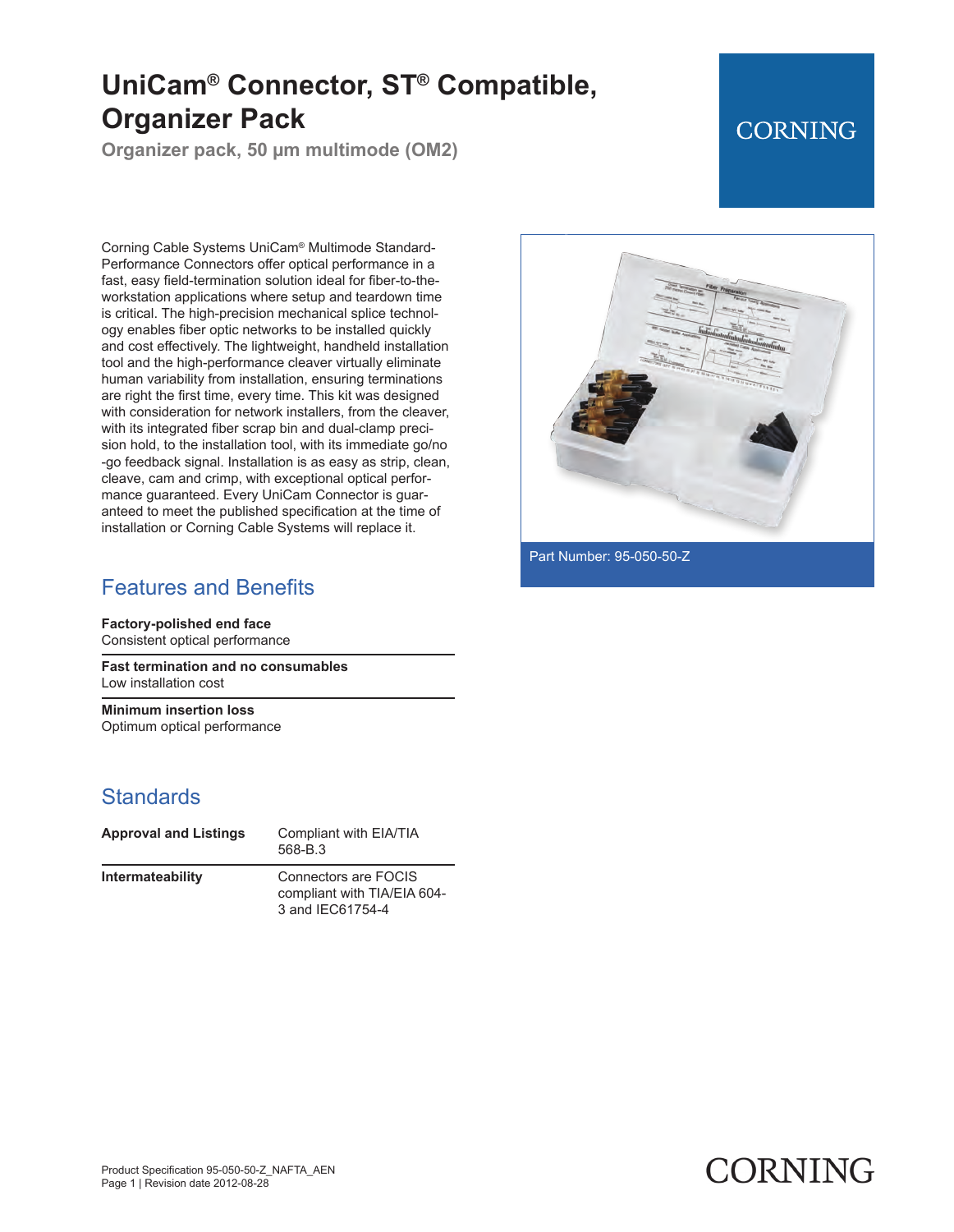# UniCam® Connector, ST® Compatible, Organizer Pack

**Organizer pack, 50 µm multimode (OM2)**

Corning Cable Systems UniCam® Multimode Standard-Performance Connectors offer optical performance in a fast, easy field-termination solution ideal for fiber-to-the-workstation applications where setup and teardown time is critical. The high-precision mechanical splice technology enables fiber optic networks to be installed quickly and cost effectively. The lightweight, handheld installation tool and the high-performance cleaver virtually eliminate human variability from installation, ensuring terminations are right the first time, every time. This kit was designed with consideration for network installers, from the cleaver, with its integrated fiber scrap bin and dual-clamp precision hold, to the installation tool, with its immediate go/no-go feedback signal. Installation is as easy as strip, clean, cleave, cam and crimp, with exceptional optical performance guaranteed. Every UniCam Connector is guaranteed to meet the published specification at the time of installation or Corning Cable Systems will replace it.

Part Number: 95-050-50-Z

## Features and Benefits

**Factory-polished end face**
Consistent optical performance

**Fast termination and no consumables**
Low installation cost

**Minimum insertion loss**
Optimum optical performance

## Standards

| | |
|---|---|
| **Approval and Listings** | Compliant with EIA/TIA 568-B.3 |
| **Intermateability** | Connectors are FOCIS compliant with TIA/EIA 604-3 and IEC61754-4 |

Product Specification 95-050-50-Z_NAFTA_AEN
Page 1 | Revision date 2012-08-28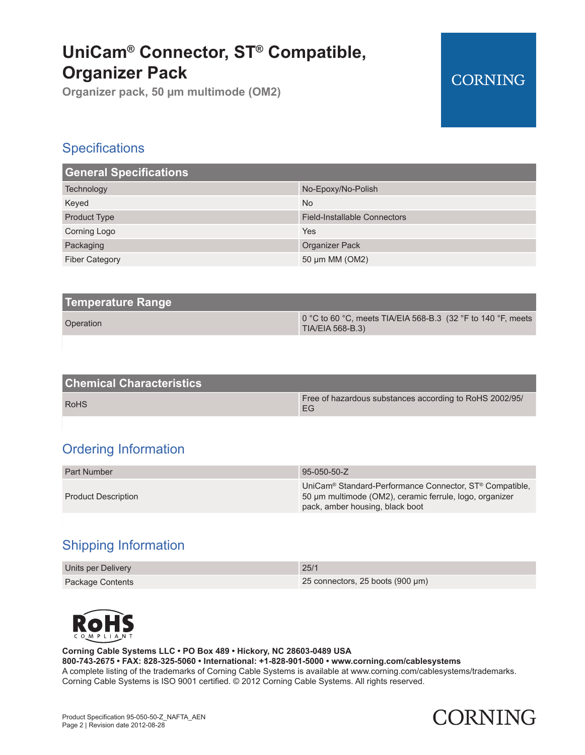# UniCam® Connector, ST® Compatible, Organizer Pack

**Organizer pack, 50 µm multimode (OM2)**

CORNING

## Specifications

| General Specifications | |
|---|---|
| Technology | No-Epoxy/No-Polish |
| Keyed | No |
| Product Type | Field-Installable Connectors |
| Corning Logo | Yes |
| Packaging | Organizer Pack |
| Fiber Category | 50 µm MM (OM2) |

| Temperature Range | |
|---|---|
| Operation | 0 °C to 60 °C, meets TIA/EIA 568-B.3 (32 °F to 140 °F, meets TIA/EIA 568-B.3) |

| Chemical Characteristics | |
|---|---|
| RoHS | Free of hazardous substances according to RoHS 2002/95/EG |

## Ordering Information

| | |
|---|---|
| Part Number | 95-050-50-Z |
| Product Description | UniCam® Standard-Performance Connector, ST® Compatible, 50 µm multimode (OM2), ceramic ferrule, logo, organizer pack, amber housing, black boot |

## Shipping Information

| | |
|---|---|
| Units per Delivery | 25/1 |
| Package Contents | 25 connectors, 25 boots (900 µm) |

RoHS COMPLIANT

**Corning Cable Systems LLC • PO Box 489 • Hickory, NC 28603-0489 USA**
**800-743-2675 • FAX: 828-325-5060 • International: +1-828-901-5000 • www.corning.com/cablesystems**
A complete listing of the trademarks of Corning Cable Systems is available at www.corning.com/cablesystems/trademarks.
Corning Cable Systems is ISO 9001 certified. © 2012 Corning Cable Systems. All rights reserved.

Product Specification 95-050-50-Z_NAFTA_AEN
Revision date 2012-08-28

CORNING